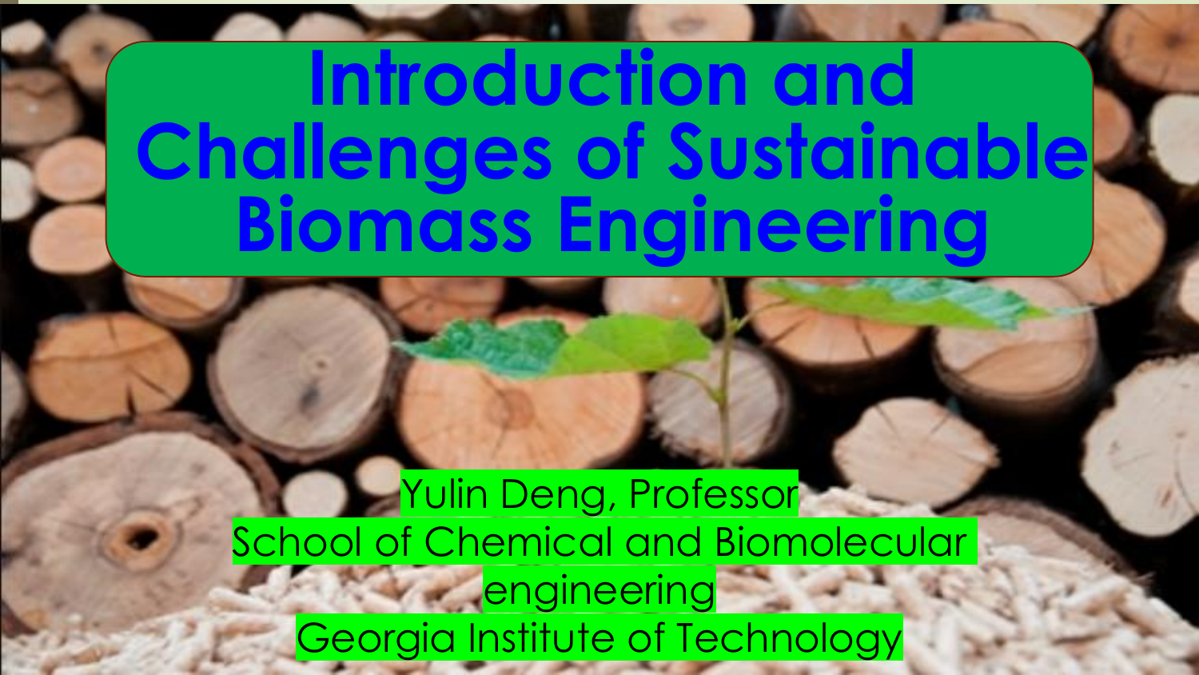# Introduction and Challenges of Sustainable Biomass Engineering

Yulin Deng, Professor

School of Chemical and Biomolecular engineering

Georgia Institute of Technology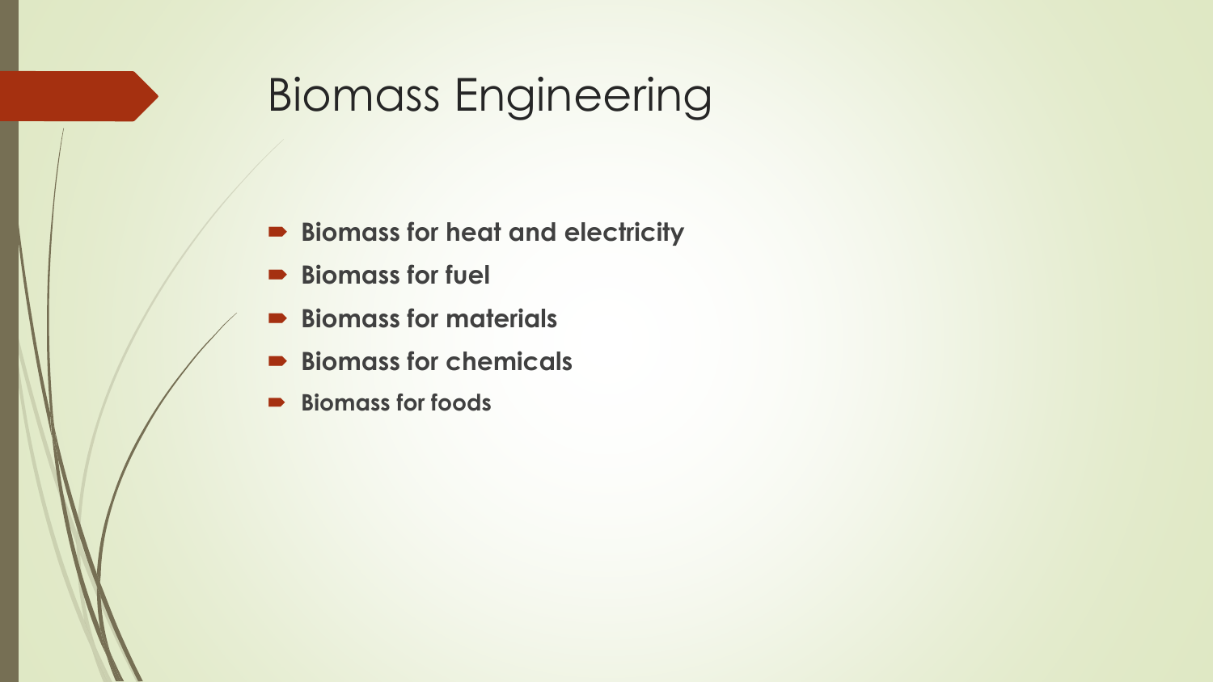# Biomass Engineering

- **Biomass for heat and electricity**
- **Biomass for fuel**
- **Biomass for materials**
- **Biomass for chemicals**
- **Biomass for foods**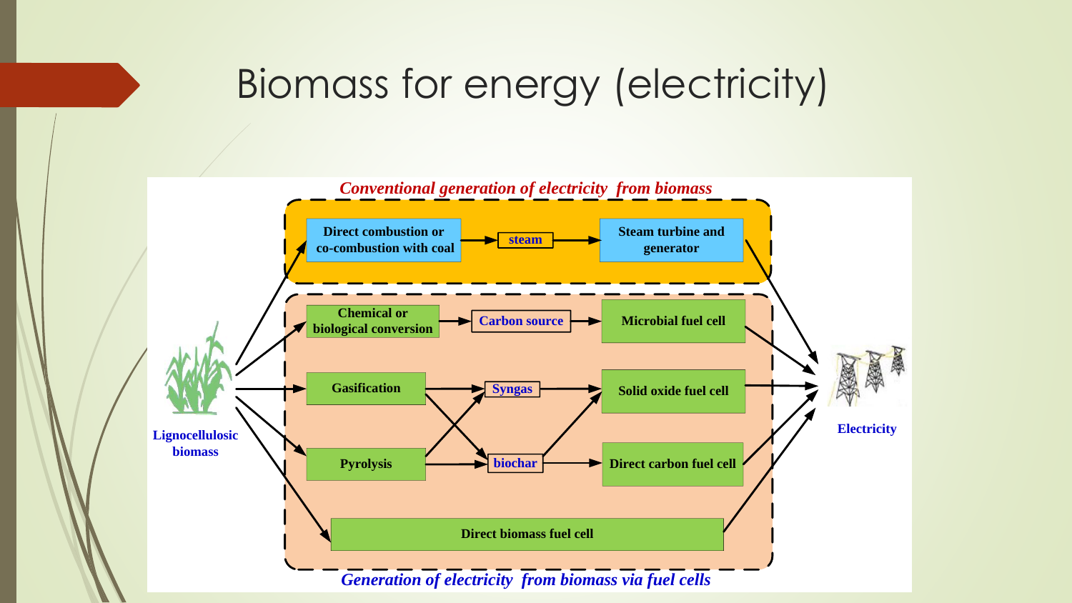# Biomass for energy (electricity)

*Conventional generation of electricity from biomass*

- Direct combustion or co-combustion with coal → steam → Steam turbine and generator

Lignocellulosic biomass

- Chemical or biological conversion → Carbon source → Microbial fuel cell
- Gasification → Syngas → Solid oxide fuel cell
- Pyrolysis → biochar → Direct carbon fuel cell
- Direct biomass fuel cell

Electricity

*Generation of electricity from biomass via fuel cells*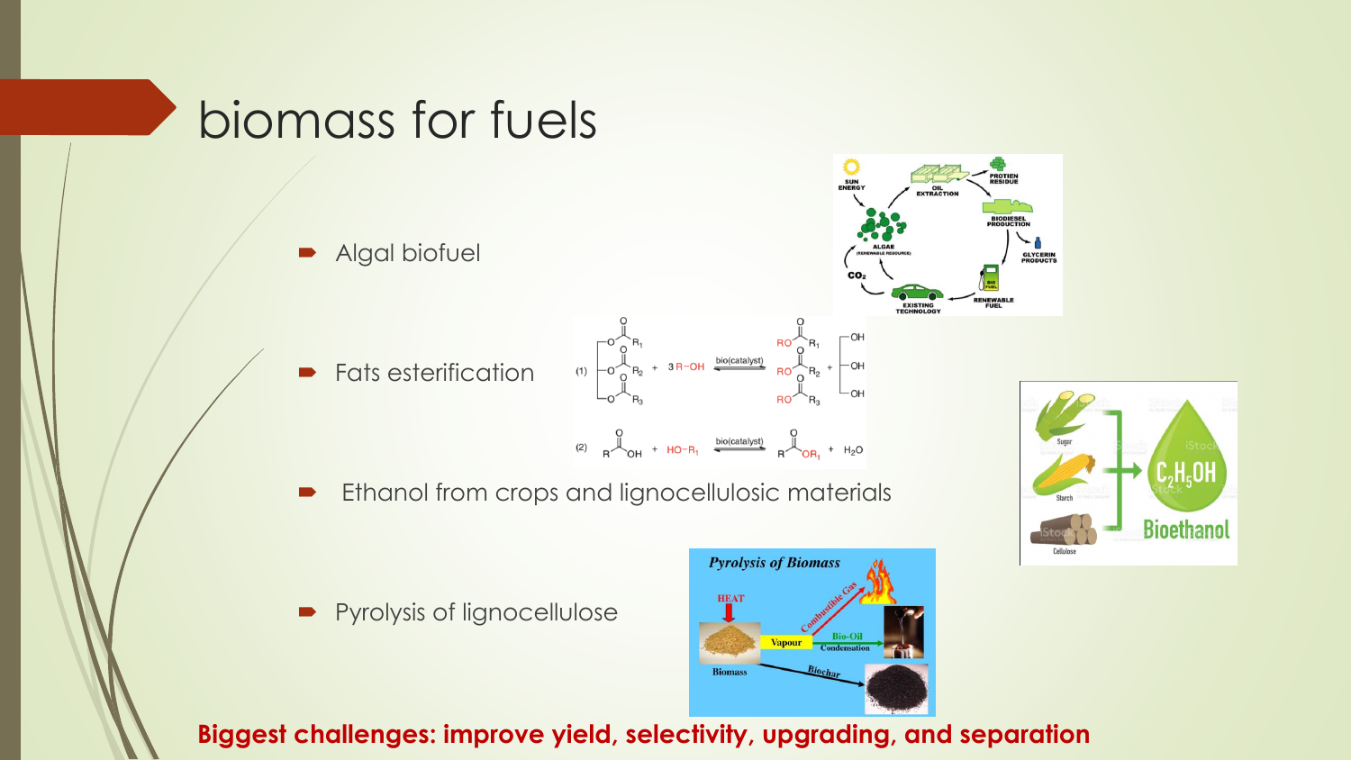# biomass for fuels

- Algal biofuel
- Fats esterification
- Ethanol from crops and lignocellulosic materials
- Pyrolysis of lignocellulose

**Biggest challenges: improve yield, selectivity, upgrading, and separation**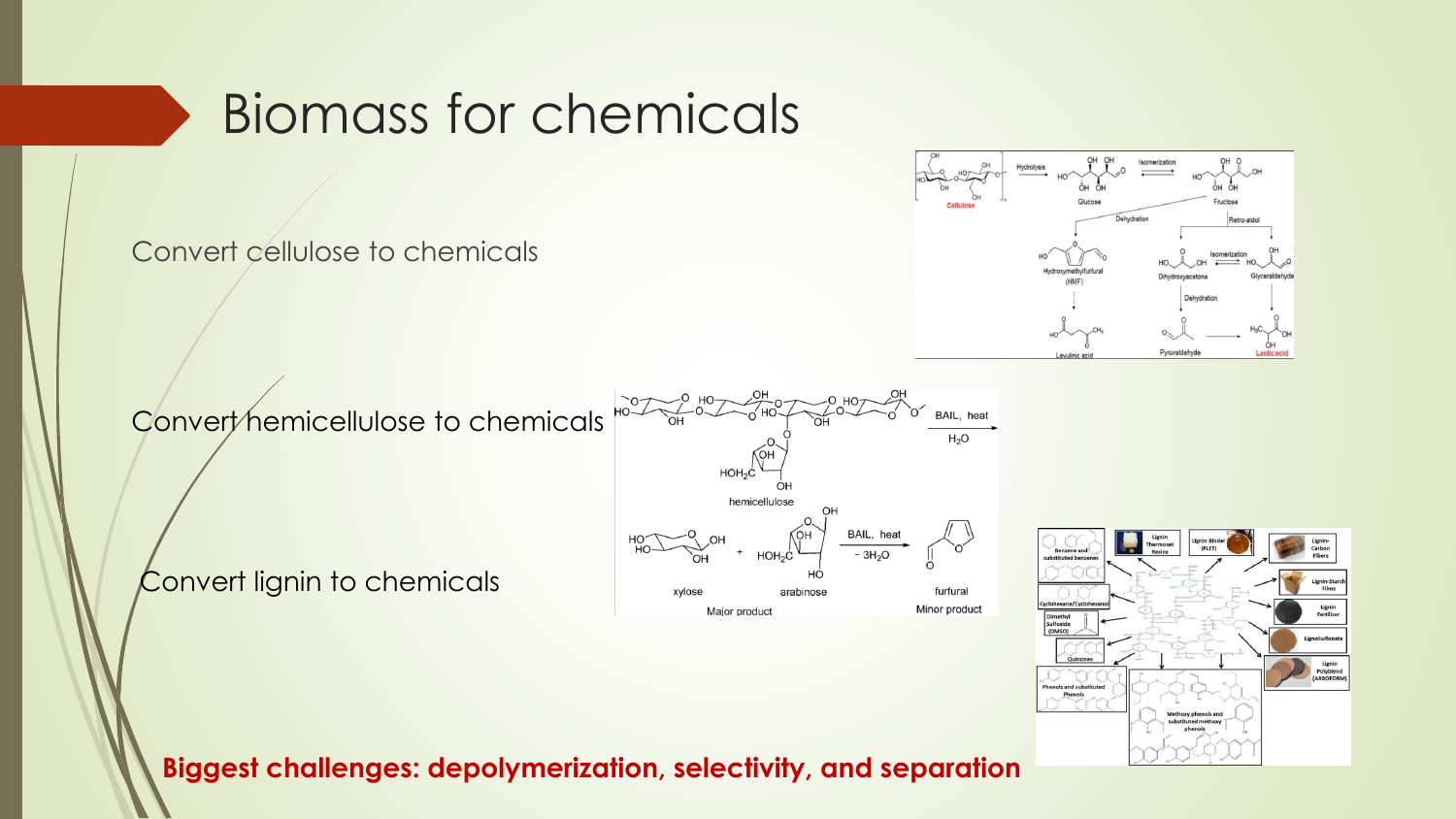# Biomass for chemicals

Convert cellulose to chemicals

Convert hemicellulose to chemicals

Convert lignin to chemicals

**Biggest challenges: depolymerization, selectivity, and separation**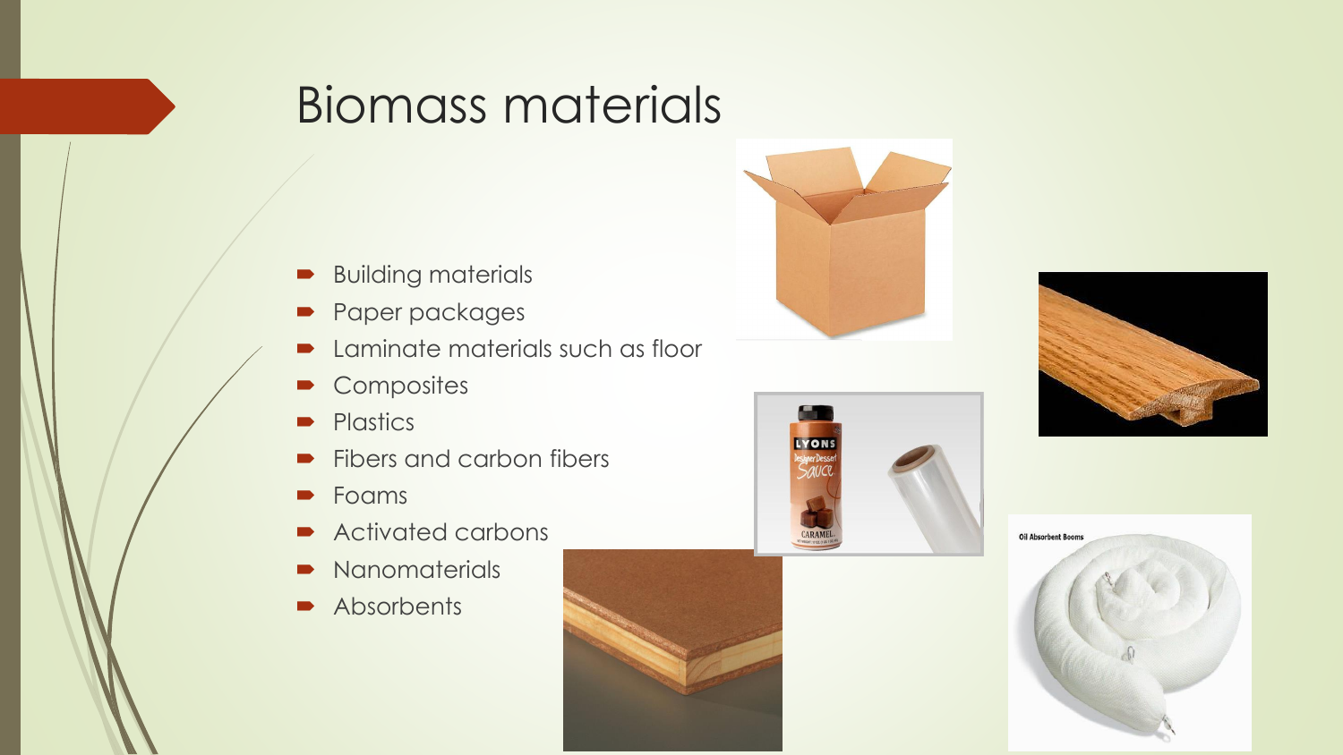# Biomass materials

- Building materials
- Paper packages
- Laminate materials such as floor
- Composites
- Plastics
- Fibers and carbon fibers
- Foams
- Activated carbons
- Nanomaterials
- Absorbents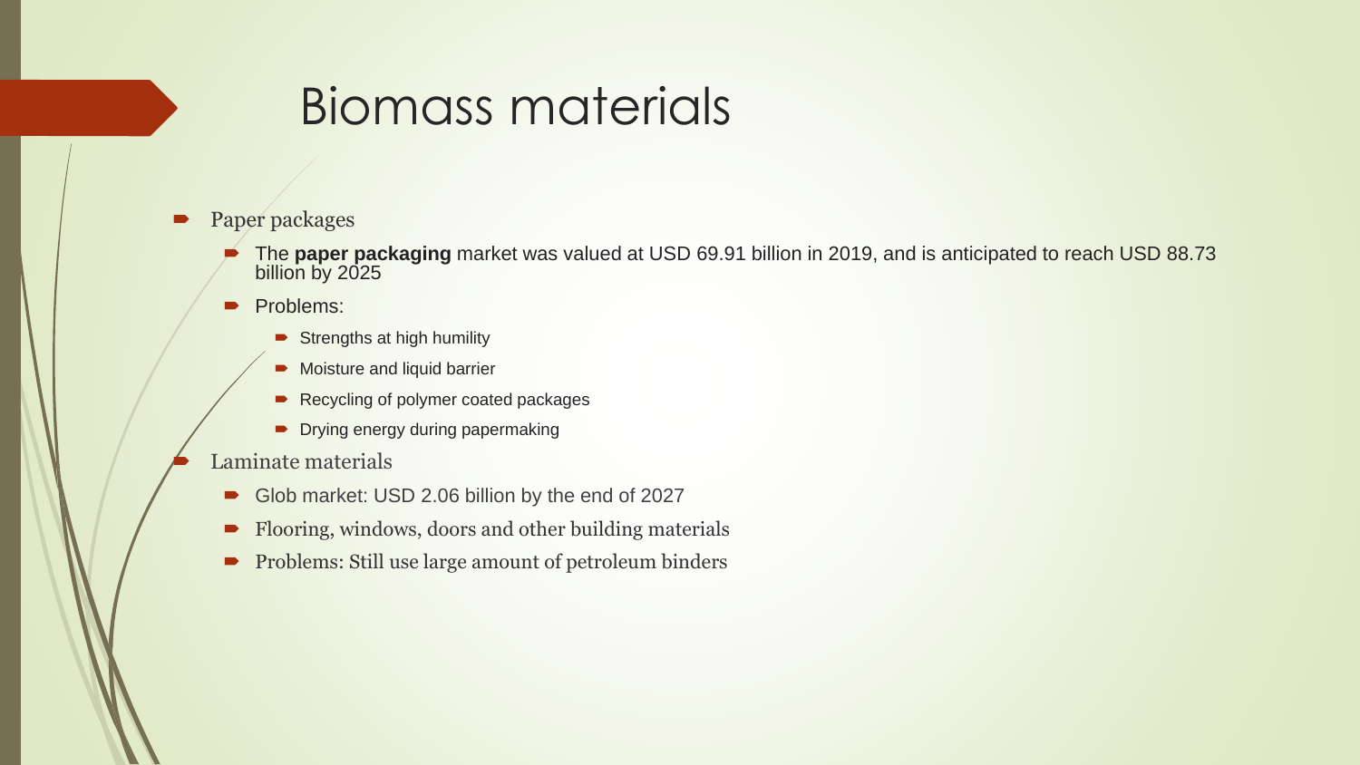# Biomass materials

- Paper packages
  - The **paper packaging** market was valued at USD 69.91 billion in 2019, and is anticipated to reach USD 88.73 billion by 2025
  - Problems:
    - Strengths at high humility
    - Moisture and liquid barrier
    - Recycling of polymer coated packages
    - Drying energy during papermaking
- Laminate materials
  - Glob market: USD 2.06 billion by the end of 2027
  - Flooring, windows, doors and other building materials
  - Problems: Still use large amount of petroleum binders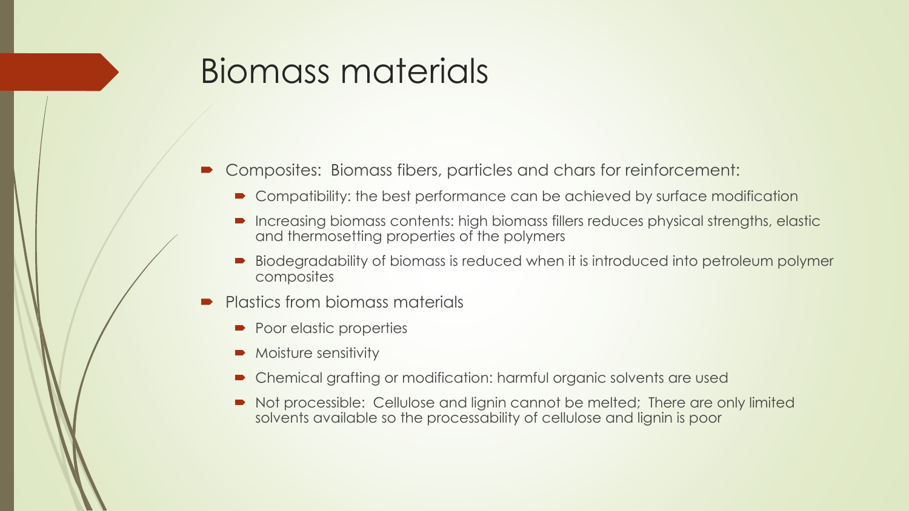# Biomass materials

- Composites: Biomass fibers, particles and chars for reinforcement:
  - Compatibility: the best performance can be achieved by surface modification
  - Increasing biomass contents: high biomass fillers reduces physical strengths, elastic and thermosetting properties of the polymers
  - Biodegradability of biomass is reduced when it is introduced into petroleum polymer composites
- Plastics from biomass materials
  - Poor elastic properties
  - Moisture sensitivity
  - Chemical grafting or modification: harmful organic solvents are used
  - Not processible: Cellulose and lignin cannot be melted; There are only limited solvents available so the processability of cellulose and lignin is poor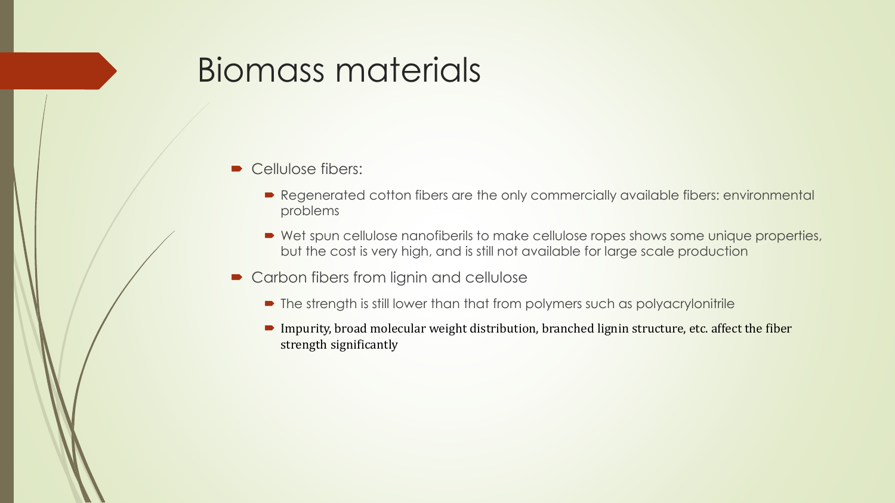# Biomass materials

- Cellulose fibers:
  - Regenerated cotton fibers are the only commercially available fibers: environmental problems
  - Wet spun cellulose nanofiberils to make cellulose ropes shows some unique properties, but the cost is very high, and is still not available for large scale production
- Carbon fibers from lignin and cellulose
  - The strength is still lower than that from polymers such as polyacrylonitrile
  - Impurity, broad molecular weight distribution, branched lignin structure, etc. affect the fiber strength significantly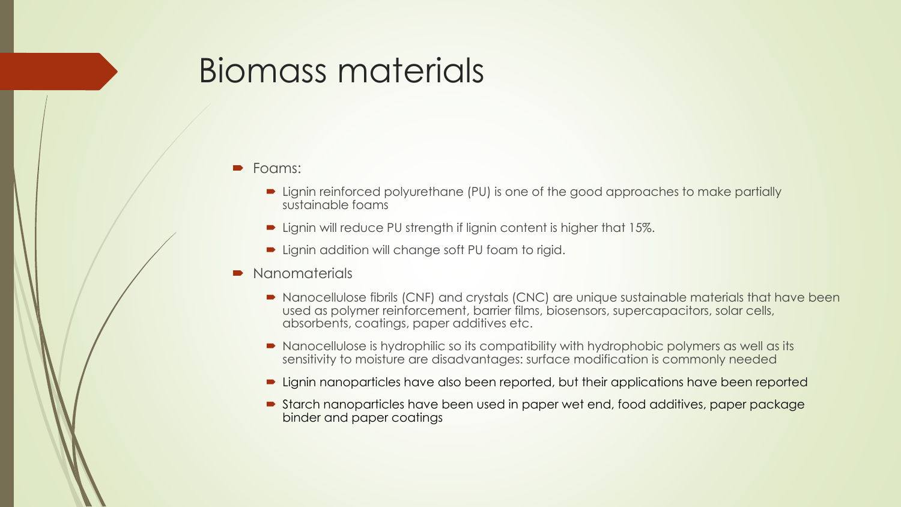# Biomass materials

- Foams:
  - Lignin reinforced polyurethane (PU) is one of the good approaches to make partially sustainable foams
  - Lignin will reduce PU strength if lignin content is higher that 15%.
  - Lignin addition will change soft PU foam to rigid.
- Nanomaterials
  - Nanocellulose fibrils (CNF) and crystals (CNC) are unique sustainable materials that have been used as polymer reinforcement, barrier films, biosensors, supercapacitors, solar cells, absorbents, coatings, paper additives etc.
  - Nanocellulose is hydrophilic so its compatibility with hydrophobic polymers as well as its sensitivity to moisture are disadvantages: surface modification is commonly needed
  - Lignin nanoparticles have also been reported, but their applications have been reported
  - Starch nanoparticles have been used in paper wet end, food additives, paper package binder and paper coatings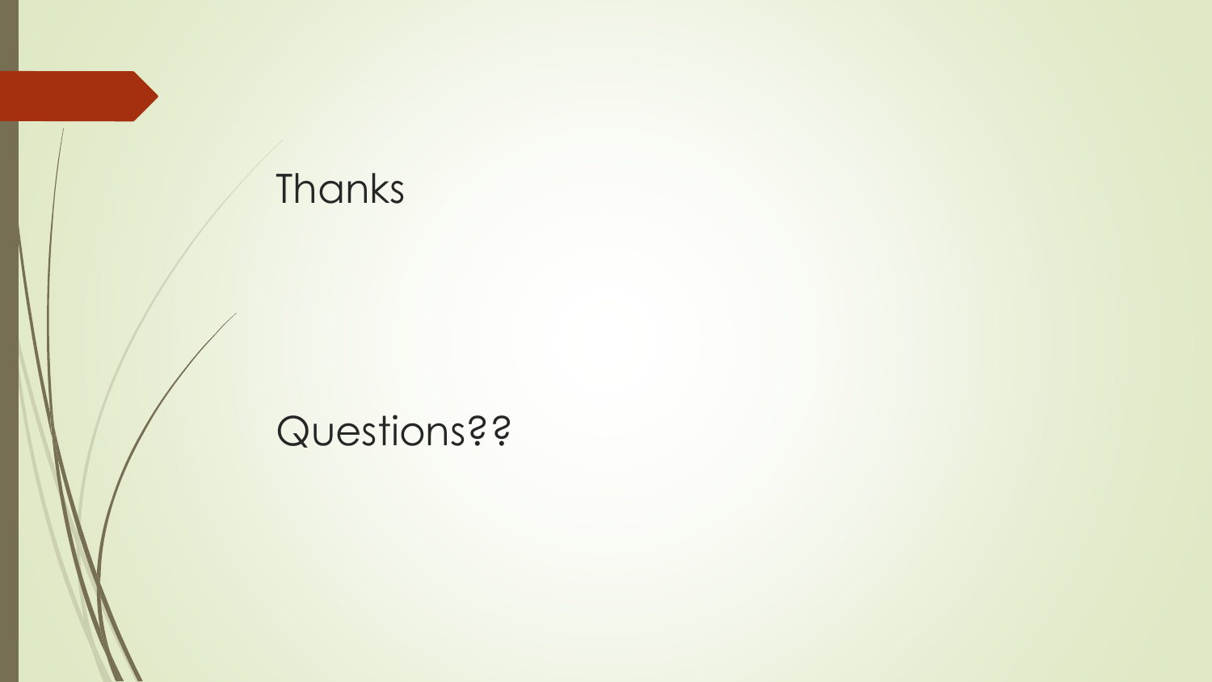Thanks

Questions??